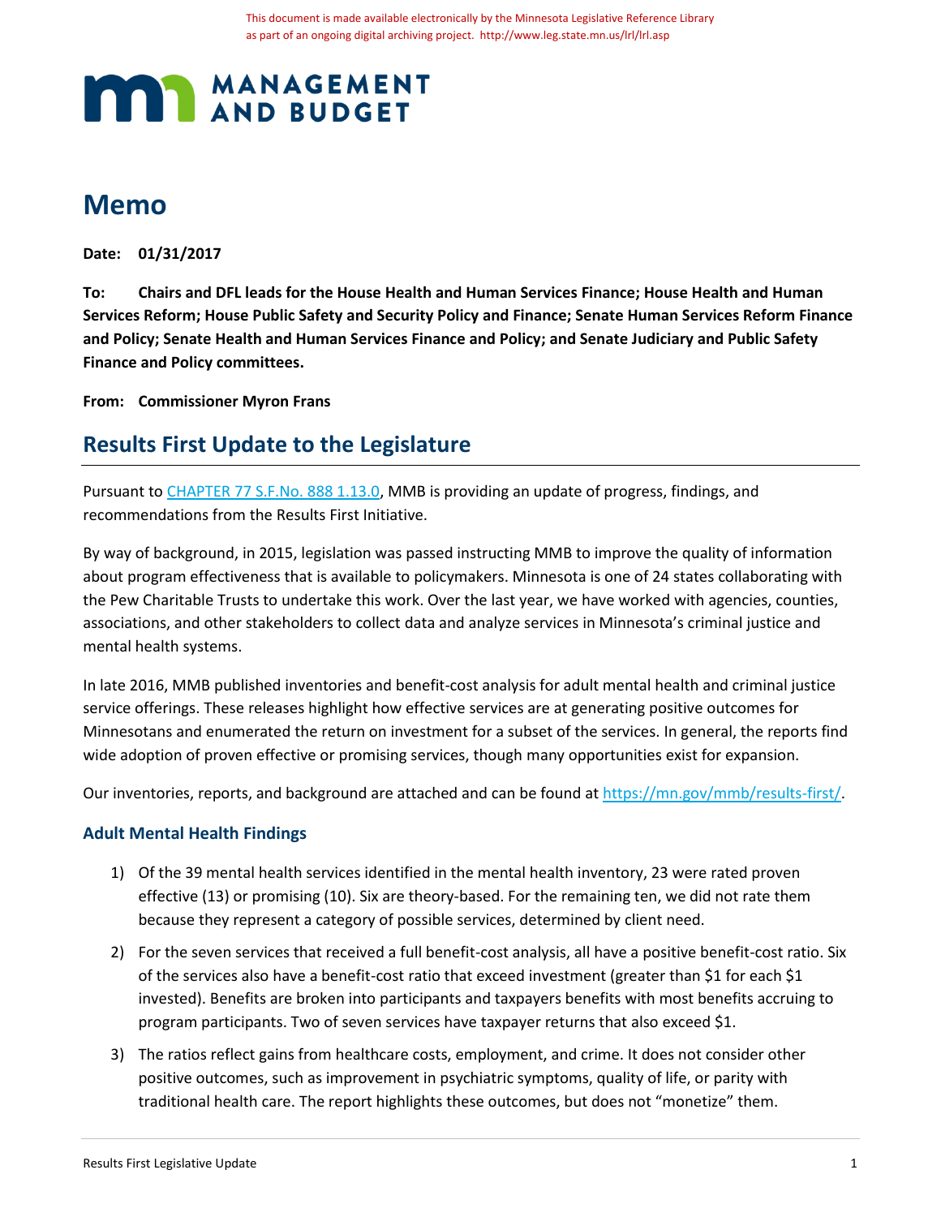This document is made available electronically by the Minnesota Legislative Reference Library as part of an ongoing digital archiving project. http://www.leg.state.mn.us/lrl/lrl.asp

MANAGEMENT AND BUDGET

# Memo

**Date: 01/31/2017**

**To: Chairs and DFL leads for the House Health and Human Services Finance; House Health and Human Services Reform; House Public Safety and Security Policy and Finance; Senate Human Services Reform Finance and Policy; Senate Health and Human Services Finance and Policy; and Senate Judiciary and Public Safety Finance and Policy committees.**

**From: Commissioner Myron Frans**

## Results First Update to the Legislature

Pursuant to CHAPTER 77 S.F.No. 888 1.13.0, MMB is providing an update of progress, findings, and recommendations from the Results First Initiative.

By way of background, in 2015, legislation was passed instructing MMB to improve the quality of information about program effectiveness that is available to policymakers. Minnesota is one of 24 states collaborating with the Pew Charitable Trusts to undertake this work. Over the last year, we have worked with agencies, counties, associations, and other stakeholders to collect data and analyze services in Minnesota's criminal justice and mental health systems.

In late 2016, MMB published inventories and benefit-cost analysis for adult mental health and criminal justice service offerings. These releases highlight how effective services are at generating positive outcomes for Minnesotans and enumerated the return on investment for a subset of the services. In general, the reports find wide adoption of proven effective or promising services, though many opportunities exist for expansion.

Our inventories, reports, and background are attached and can be found at https://mn.gov/mmb/results-first/.

### Adult Mental Health Findings

1) Of the 39 mental health services identified in the mental health inventory, 23 were rated proven effective (13) or promising (10). Six are theory-based. For the remaining ten, we did not rate them because they represent a category of possible services, determined by client need.

2) For the seven services that received a full benefit-cost analysis, all have a positive benefit-cost ratio. Six of the services also have a benefit-cost ratio that exceed investment (greater than $1 for each $1 invested). Benefits are broken into participants and taxpayers benefits with most benefits accruing to program participants. Two of seven services have taxpayer returns that also exceed $1.

3) The ratios reflect gains from healthcare costs, employment, and crime. It does not consider other positive outcomes, such as improvement in psychiatric symptoms, quality of life, or parity with traditional health care. The report highlights these outcomes, but does not "monetize" them.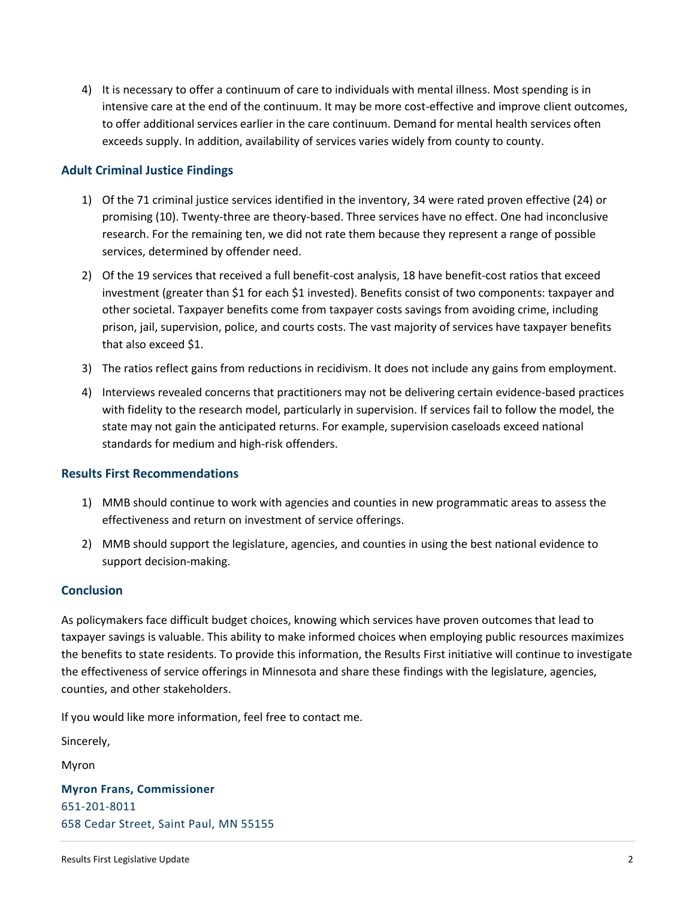4) It is necessary to offer a continuum of care to individuals with mental illness. Most spending is in intensive care at the end of the continuum. It may be more cost-effective and improve client outcomes, to offer additional services earlier in the care continuum. Demand for mental health services often exceeds supply. In addition, availability of services varies widely from county to county.

### Adult Criminal Justice Findings

1) Of the 71 criminal justice services identified in the inventory, 34 were rated proven effective (24) or promising (10). Twenty-three are theory-based. Three services have no effect. One had inconclusive research. For the remaining ten, we did not rate them because they represent a range of possible services, determined by offender need.
2) Of the 19 services that received a full benefit-cost analysis, 18 have benefit-cost ratios that exceed investment (greater than $1 for each $1 invested). Benefits consist of two components: taxpayer and other societal. Taxpayer benefits come from taxpayer costs savings from avoiding crime, including prison, jail, supervision, police, and courts costs. The vast majority of services have taxpayer benefits that also exceed $1.
3) The ratios reflect gains from reductions in recidivism. It does not include any gains from employment.
4) Interviews revealed concerns that practitioners may not be delivering certain evidence-based practices with fidelity to the research model, particularly in supervision. If services fail to follow the model, the state may not gain the anticipated returns. For example, supervision caseloads exceed national standards for medium and high-risk offenders.

### Results First Recommendations

1) MMB should continue to work with agencies and counties in new programmatic areas to assess the effectiveness and return on investment of service offerings.
2) MMB should support the legislature, agencies, and counties in using the best national evidence to support decision-making.

### Conclusion

As policymakers face difficult budget choices, knowing which services have proven outcomes that lead to taxpayer savings is valuable. This ability to make informed choices when employing public resources maximizes the benefits to state residents. To provide this information, the Results First initiative will continue to investigate the effectiveness of service offerings in Minnesota and share these findings with the legislature, agencies, counties, and other stakeholders.

If you would like more information, feel free to contact me.

Sincerely,

Myron

**Myron Frans, Commissioner**
651-201-8011
658 Cedar Street, Saint Paul, MN 55155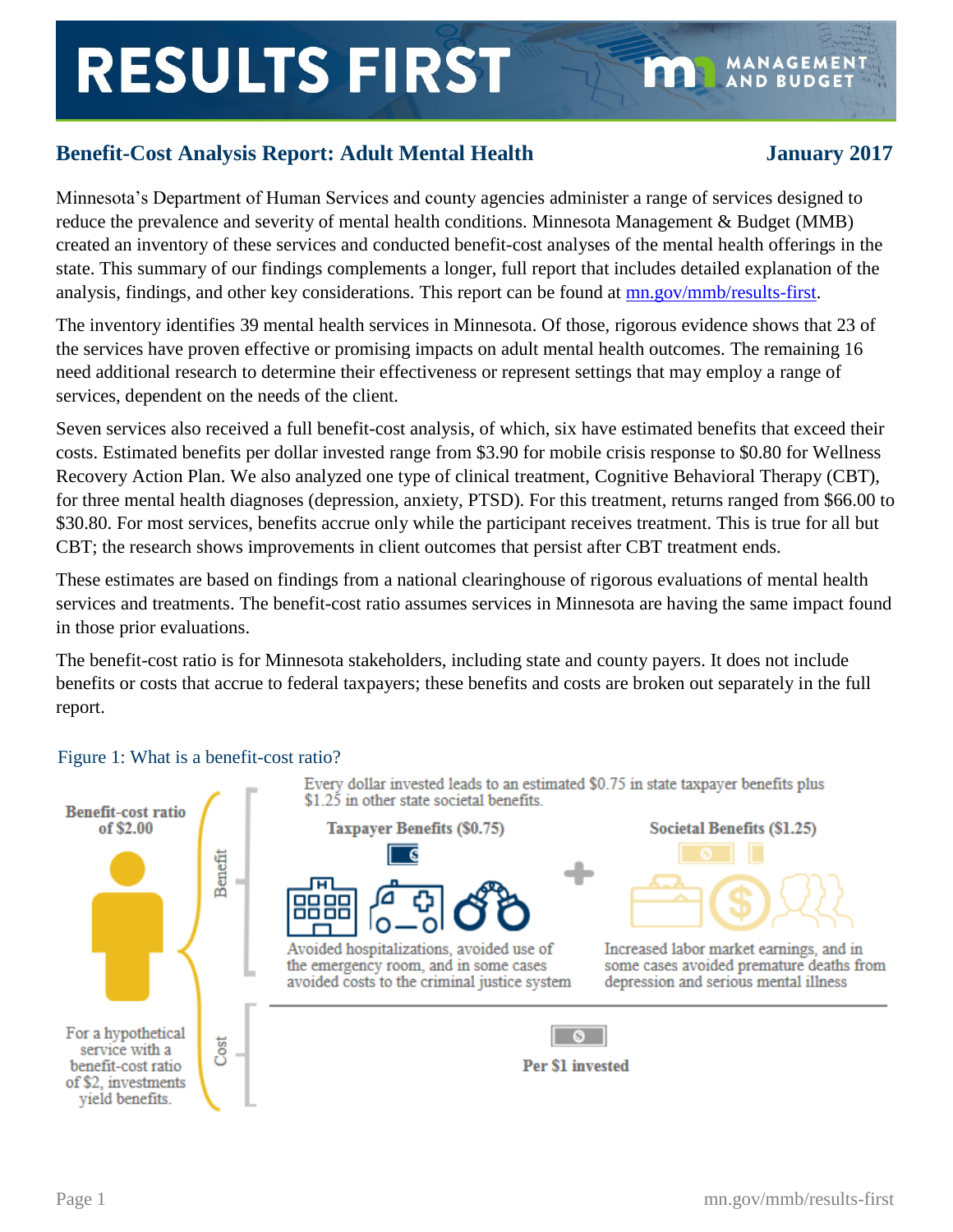# RESULTS FIRST

## Benefit-Cost Analysis Report: Adult Mental Health

**January 2017**

Minnesota's Department of Human Services and county agencies administer a range of services designed to reduce the prevalence and severity of mental health conditions. Minnesota Management & Budget (MMB) created an inventory of these services and conducted benefit-cost analyses of the mental health offerings in the state. This summary of our findings complements a longer, full report that includes detailed explanation of the analysis, findings, and other key considerations. This report can be found at mn.gov/mmb/results-first.

The inventory identifies 39 mental health services in Minnesota. Of those, rigorous evidence shows that 23 of the services have proven effective or promising impacts on adult mental health outcomes. The remaining 16 need additional research to determine their effectiveness or represent settings that may employ a range of services, dependent on the needs of the client.

Seven services also received a full benefit-cost analysis, of which, six have estimated benefits that exceed their costs. Estimated benefits per dollar invested range from $3.90 for mobile crisis response to $0.80 for Wellness Recovery Action Plan. We also analyzed one type of clinical treatment, Cognitive Behavioral Therapy (CBT), for three mental health diagnoses (depression, anxiety, PTSD). For this treatment, returns ranged from $66.00 to $30.80. For most services, benefits accrue only while the participant receives treatment. This is true for all but CBT; the research shows improvements in client outcomes that persist after CBT treatment ends.

These estimates are based on findings from a national clearinghouse of rigorous evaluations of mental health services and treatments. The benefit-cost ratio assumes services in Minnesota are having the same impact found in those prior evaluations.

The benefit-cost ratio is for Minnesota stakeholders, including state and county payers. It does not include benefits or costs that accrue to federal taxpayers; these benefits and costs are broken out separately in the full report.

Figure 1: What is a benefit-cost ratio?

**Benefit-cost ratio of $2.00**

For a hypothetical service with a benefit-cost ratio of $2, investments yield benefits.

Benefit

Every dollar invested leads to an estimated $0.75 in state taxpayer benefits plus $1.25 in other state societal benefits.

**Taxpayer Benefits ($0.75)**

Avoided hospitalizations, avoided use of the emergency room, and in some cases avoided costs to the criminal justice system

**Societal Benefits ($1.25)**

Increased labor market earnings, and in some cases avoided premature deaths from depression and serious mental illness

Cost

**Per $1 invested**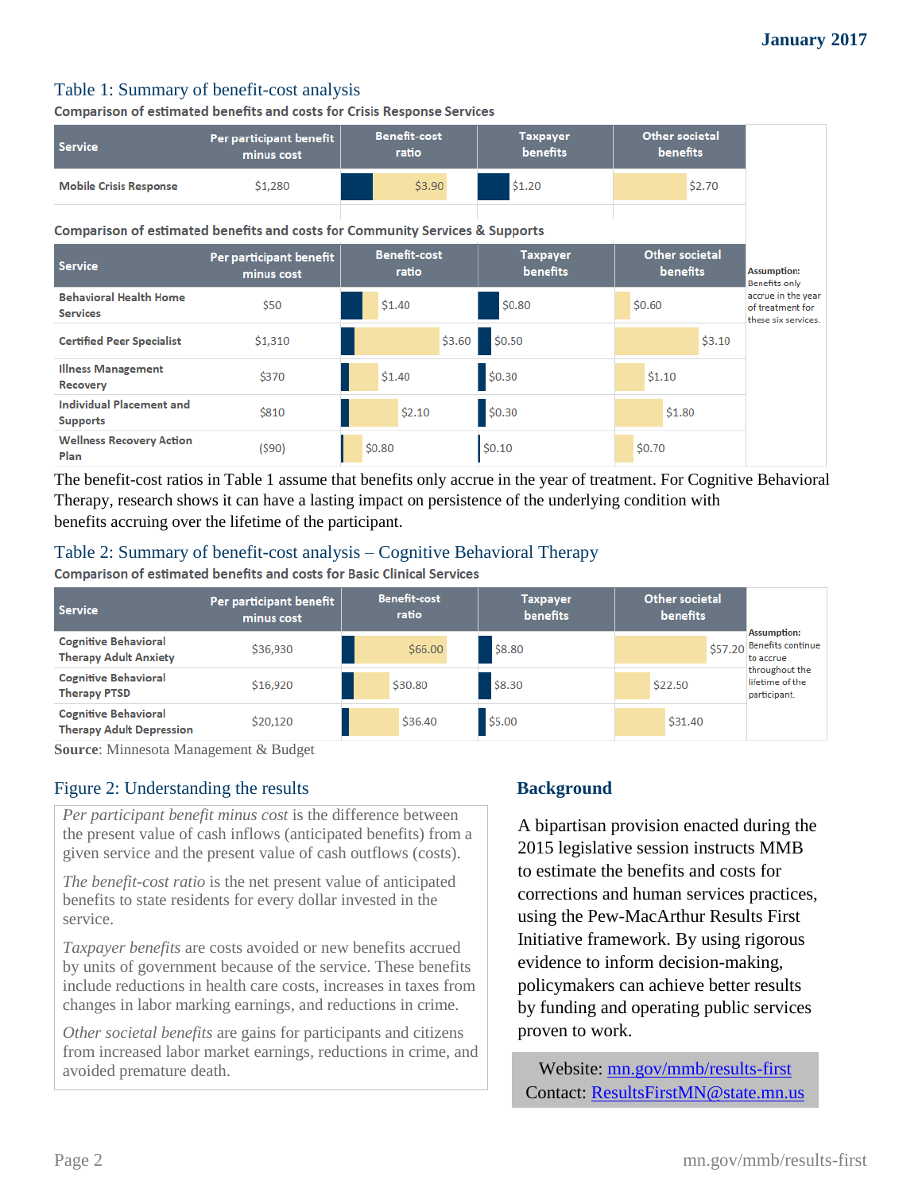## Table 1: Summary of benefit-cost analysis

**Comparison of estimated benefits and costs for Crisis Response Services**

| Service | Per participant benefit minus cost | Benefit-cost ratio | Taxpayer benefits | Other societal benefits |
|---|---|---|---|---|
| Mobile Crisis Response | $1,280 | $3.90 | $1.20 | $2.70 |

**Comparison of estimated benefits and costs for Community Services & Supports**

| Service | Per participant benefit minus cost | Benefit-cost ratio | Taxpayer benefits | Other societal benefits |
|---|---|---|---|---|
| Behavioral Health Home Services | $50 | $1.40 | $0.80 | $0.60 |
| Certified Peer Specialist | $1,310 | $3.60 | $0.50 | $3.10 |
| Illness Management Recovery | $370 | $1.40 | $0.30 | $1.10 |
| Individual Placement and Supports | $810 | $2.10 | $0.30 | $1.80 |
| Wellness Recovery Action Plan | ($90) | $0.80 | $0.10 | $0.70 |

**Assumption:** Benefits only accrue in the year of treatment for these six services.

The benefit-cost ratios in Table 1 assume that benefits only accrue in the year of treatment. For Cognitive Behavioral Therapy, research shows it can have a lasting impact on persistence of the underlying condition with benefits accruing over the lifetime of the participant.

## Table 2: Summary of benefit-cost analysis – Cognitive Behavioral Therapy

**Comparison of estimated benefits and costs for Basic Clinical Services**

| Service | Per participant benefit minus cost | Benefit-cost ratio | Taxpayer benefits | Other societal benefits |
|---|---|---|---|---|
| Cognitive Behavioral Therapy Adult Anxiety | $36,930 | $66.00 | $8.80 | $57.20 |
| Cognitive Behavioral Therapy PTSD | $16,920 | $30.80 | $8.30 | $22.50 |
| Cognitive Behavioral Therapy Adult Depression | $20,120 | $36.40 | $5.00 | $31.40 |

**Assumption:** Benefits continue to accrue throughout the lifetime of the participant.

**Source**: Minnesota Management & Budget

## Figure 2: Understanding the results

*Per participant benefit minus cost* is the difference between the present value of cash inflows (anticipated benefits) from a given service and the present value of cash outflows (costs).

*The benefit-cost ratio* is the net present value of anticipated benefits to state residents for every dollar invested in the service.

*Taxpayer benefits* are costs avoided or new benefits accrued by units of government because of the service. These benefits include reductions in health care costs, increases in taxes from changes in labor marking earnings, and reductions in crime.

*Other societal benefits* are gains for participants and citizens from increased labor market earnings, reductions in crime, and avoided premature death.

## Background

A bipartisan provision enacted during the 2015 legislative session instructs MMB to estimate the benefits and costs for corrections and human services practices, using the Pew-MacArthur Results First Initiative framework. By using rigorous evidence to inform decision-making, policymakers can achieve better results by funding and operating public services proven to work.

Website: [mn.gov/mmb/results-first](mn.gov/mmb/results-first)
Contact: [ResultsFirstMN@state.mn.us](mailto:ResultsFirstMN@state.mn.us)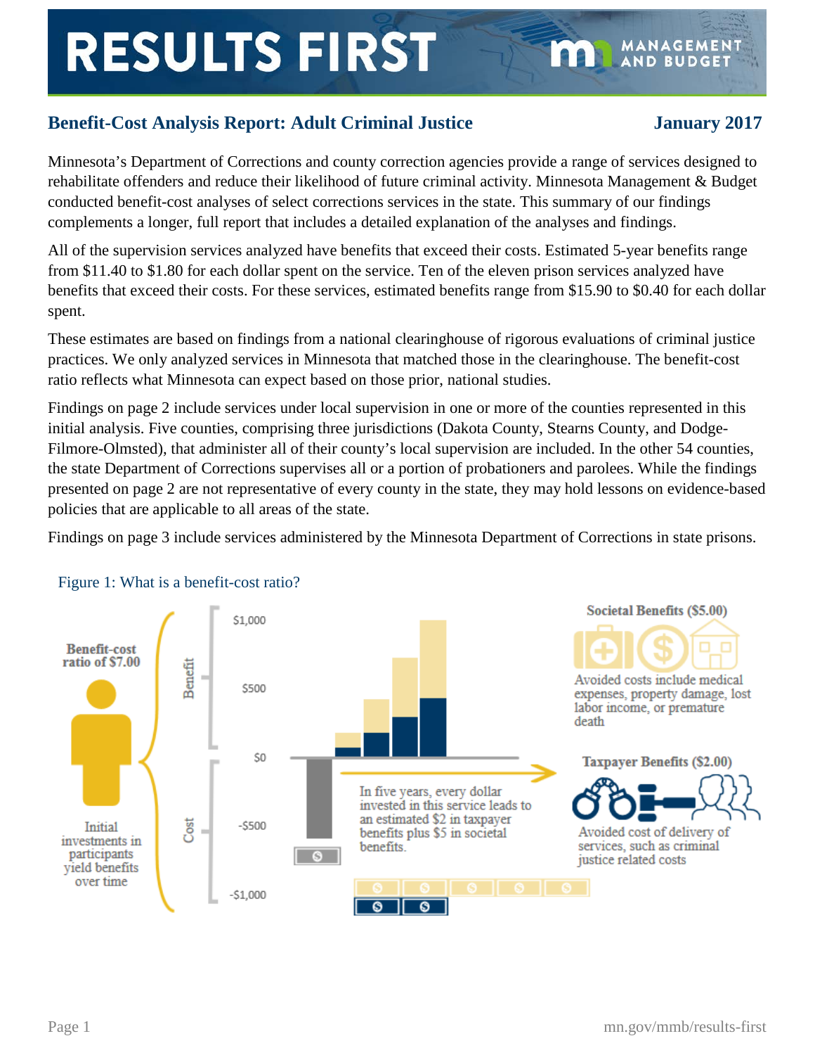# RESULTS FIRST

## Benefit-Cost Analysis Report: Adult Criminal Justice

**January 2017**

Minnesota's Department of Corrections and county correction agencies provide a range of services designed to rehabilitate offenders and reduce their likelihood of future criminal activity. Minnesota Management & Budget conducted benefit-cost analyses of select corrections services in the state. This summary of our findings complements a longer, full report that includes a detailed explanation of the analyses and findings.

All of the supervision services analyzed have benefits that exceed their costs. Estimated 5-year benefits range from $11.40 to $1.80 for each dollar spent on the service. Ten of the eleven prison services analyzed have benefits that exceed their costs. For these services, estimated benefits range from $15.90 to $0.40 for each dollar spent.

These estimates are based on findings from a national clearinghouse of rigorous evaluations of criminal justice practices. We only analyzed services in Minnesota that matched those in the clearinghouse. The benefit-cost ratio reflects what Minnesota can expect based on those prior, national studies.

Findings on page 2 include services under local supervision in one or more of the counties represented in this initial analysis. Five counties, comprising three jurisdictions (Dakota County, Stearns County, and Dodge-Filmore-Olmsted), that administer all of their county's local supervision are included. In the other 54 counties, the state Department of Corrections supervises all or a portion of probationers and parolees. While the findings presented on page 2 are not representative of every county in the state, they may hold lessons on evidence-based policies that are applicable to all areas of the state.

Findings on page 3 include services administered by the Minnesota Department of Corrections in state prisons.

Figure 1: What is a benefit-cost ratio?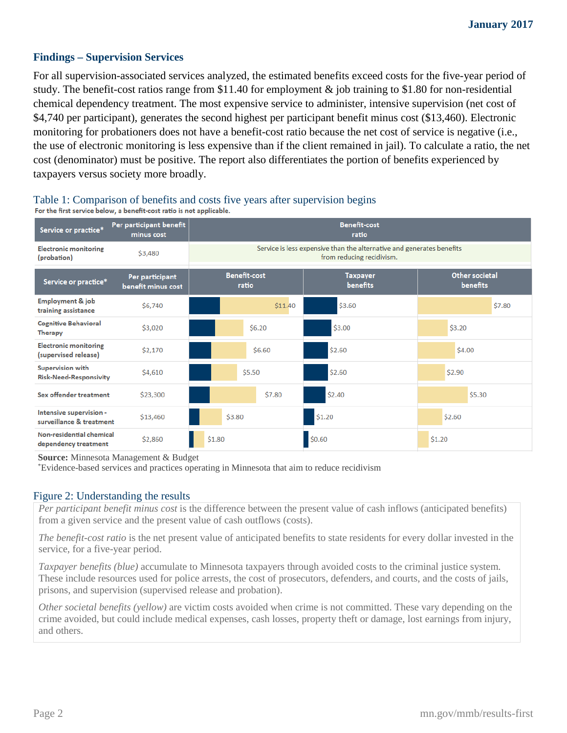## Findings – Supervision Services

For all supervision-associated services analyzed, the estimated benefits exceed costs for the five-year period of study. The benefit-cost ratios range from $11.40 for employment & job training to $1.80 for non-residential chemical dependency treatment. The most expensive service to administer, intensive supervision (net cost of $4,740 per participant), generates the second highest per participant benefit minus cost ($13,460). Electronic monitoring for probationers does not have a benefit-cost ratio because the net cost of service is negative (i.e., the use of electronic monitoring is less expensive than if the client remained in jail). To calculate a ratio, the net cost (denominator) must be positive. The report also differentiates the portion of benefits experienced by taxpayers versus society more broadly.

### Table 1: Comparison of benefits and costs five years after supervision begins

For the first service below, a benefit-cost ratio is not applicable.

| Service or practice* | Per participant benefit minus cost | Benefit-cost ratio |
|---|---|---|
| Electronic monitoring (probation) | $3,480 | Service is less expensive than the alternative and generates benefits from reducing recidivism. |

| Service or practice* | Per participant benefit minus cost | Benefit-cost ratio | Taxpayer benefits | Other societal benefits |
|---|---|---|---|---|
| Employment & job training assistance | $6,740 | $11.40 | $3.60 | $7.80 |
| Cognitive Behavioral Therapy | $3,020 | $6.20 | $3.00 | $3.20 |
| Electronic monitoring (supervised release) | $2,170 | $6.60 | $2.60 | $4.00 |
| Supervision with Risk-Need-Responsivity | $4,610 | $5.50 | $2.60 | $2.90 |
| Sex offender treatment | $23,300 | $7.80 | $2.40 | $5.30 |
| Intensive supervision - surveillance & treatment | $13,460 | $3.80 | $1.20 | $2.60 |
| Non-residential chemical dependency treatment | $2,860 | $1.80 | $0.60 | $1.20 |

**Source:** Minnesota Management & Budget

*Evidence-based services and practices operating in Minnesota that aim to reduce recidivism

### Figure 2: Understanding the results

*Per participant benefit minus cost* is the difference between the present value of cash inflows (anticipated benefits) from a given service and the present value of cash outflows (costs).

*The benefit-cost ratio* is the net present value of anticipated benefits to state residents for every dollar invested in the service, for a five-year period.

*Taxpayer benefits (blue)* accumulate to Minnesota taxpayers through avoided costs to the criminal justice system. These include resources used for police arrests, the cost of prosecutors, defenders, and courts, and the costs of jails, prisons, and supervision (supervised release and probation).

*Other societal benefits (yellow)* are victim costs avoided when crime is not committed. These vary depending on the crime avoided, but could include medical expenses, cash losses, property theft or damage, lost earnings from injury, and others.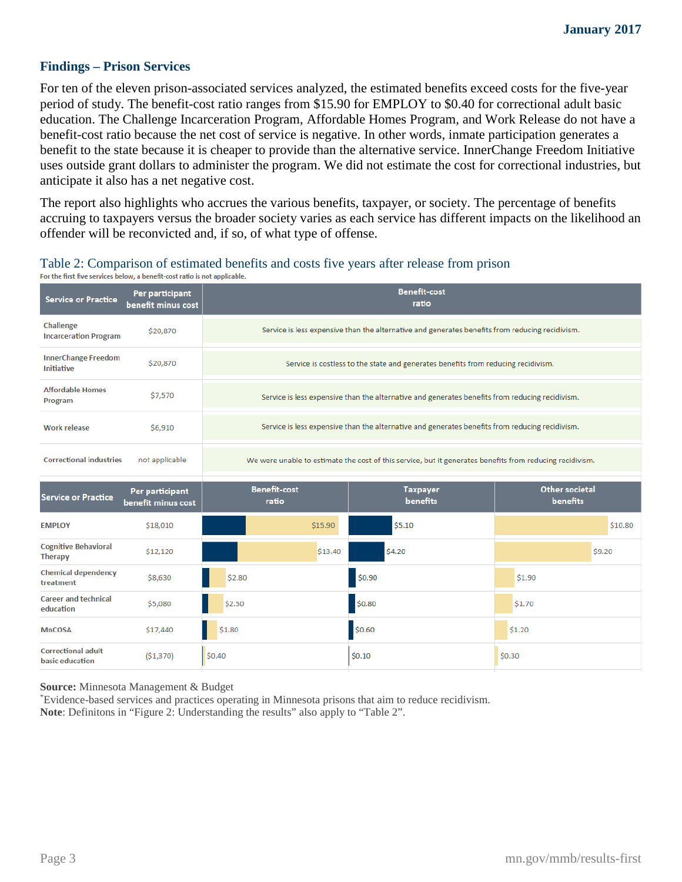## Findings – Prison Services

For ten of the eleven prison-associated services analyzed, the estimated benefits exceed costs for the five-year period of study. The benefit-cost ratio ranges from $15.90 for EMPLOY to $0.40 for correctional adult basic education. The Challenge Incarceration Program, Affordable Homes Program, and Work Release do not have a benefit-cost ratio because the net cost of service is negative. In other words, inmate participation generates a benefit to the state because it is cheaper to provide than the alternative service. InnerChange Freedom Initiative uses outside grant dollars to administer the program. We did not estimate the cost for correctional industries, but anticipate it also has a net negative cost.

The report also highlights who accrues the various benefits, taxpayer, or society. The percentage of benefits accruing to taxpayers versus the broader society varies as each service has different impacts on the likelihood an offender will be reconvicted and, if so, of what type of offense.

Table 2: Comparison of estimated benefits and costs five years after release from prison

For the first five services below, a benefit-cost ratio is not applicable.

| Service or Practice | Per participant benefit minus cost | Benefit-cost ratio |
|---|---|---|
| Challenge Incarceration Program | $20,870 | Service is less expensive than the alternative and generates benefits from reducing recidivism. |
| InnerChange Freedom Initiative | $20,870 | Service is costless to the state and generates benefits from reducing recidivism. |
| Affordable Homes Program | $7,570 | Service is less expensive than the alternative and generates benefits from reducing recidivism. |
| Work release | $6,910 | Service is less expensive than the alternative and generates benefits from reducing recidivism. |
| Correctional industries | not applicable | We were unable to estimate the cost of this service, but it generates benefits from reducing recidivism. |

| Service or Practice | Per participant benefit minus cost | Benefit-cost ratio | Taxpayer benefits | Other societal benefits |
|---|---|---|---|---|
| EMPLOY | $18,010 | $15.90 | $5.10 | $10.80 |
| Cognitive Behavioral Therapy | $12,120 | $13.40 | $4.20 | $9.20 |
| Chemical dependency treatment | $8,630 | $2.80 | $0.90 | $1.90 |
| Career and technical education | $5,080 | $2.50 | $0.80 | $1.70 |
| MnCOSA | $17,440 | $1.80 | $0.60 | $1.20 |
| Correctional adult basic education | ($1,370) | $0.40 | $0.10 | $0.30 |

**Source:** Minnesota Management & Budget

*Evidence-based services and practices operating in Minnesota prisons that aim to reduce recidivism.

**Note**: Definitons in "Figure 2: Understanding the results" also apply to "Table 2".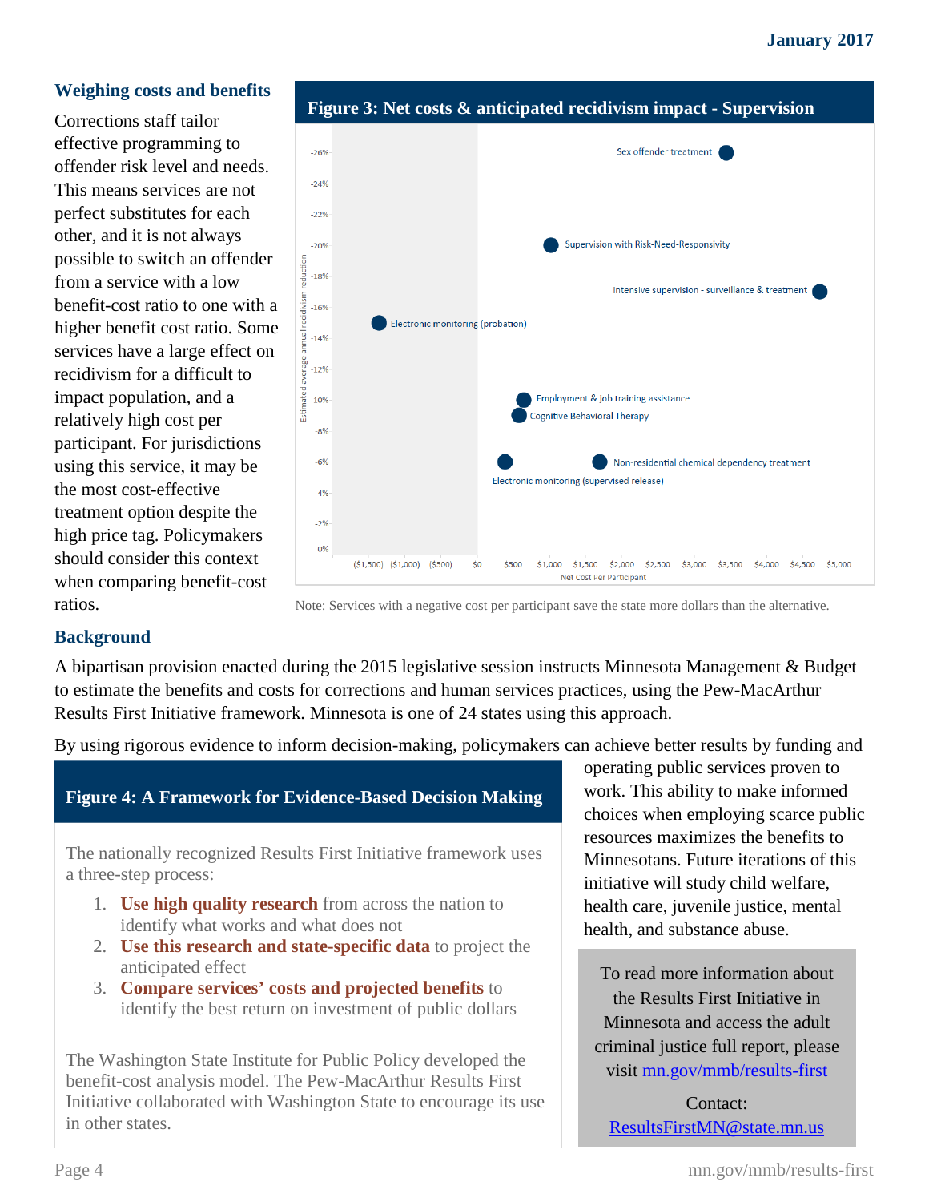## Weighing costs and benefits

Corrections staff tailor effective programming to offender risk level and needs. This means services are not perfect substitutes for each other, and it is not always possible to switch an offender from a service with a low benefit-cost ratio to one with a higher benefit cost ratio. Some services have a large effect on recidivism for a difficult to impact population, and a relatively high cost per participant. For jurisdictions using this service, it may be the most cost-effective treatment option despite the high price tag. Policymakers should consider this context when comparing benefit-cost ratios.

**Figure 3: Net costs & anticipated recidivism impact - Supervision**

Sex offender treatment
Supervision with Risk-Need-Responsivity
Intensive supervision - surveillance & treatment
Electronic monitoring (probation)
Employment & job training assistance
Cognitive Behavioral Therapy
Non-residential chemical dependency treatment
Electronic monitoring (supervised release)

Estimated average annual recidivism reduction

-26% -24% -22% -20% -18% -16% -14% -12% -10% -8% -6% -4% -2% 0%

($1,500) ($1,000) ($500) $0 $500 $1,000 $1,500 $2,000 $2,500 $3,000 $3,500 $4,000 $4,500 $5,000

Net Cost Per Participant

Note: Services with a negative cost per participant save the state more dollars than the alternative.

## Background

A bipartisan provision enacted during the 2015 legislative session instructs Minnesota Management & Budget to estimate the benefits and costs for corrections and human services practices, using the Pew-MacArthur Results First Initiative framework. Minnesota is one of 24 states using this approach.

By using rigorous evidence to inform decision-making, policymakers can achieve better results by funding and operating public services proven to work. This ability to make informed choices when employing scarce public resources maximizes the benefits to Minnesotans. Future iterations of this initiative will study child welfare, health care, juvenile justice, mental health, and substance abuse.

**Figure 4: A Framework for Evidence-Based Decision Making**

The nationally recognized Results First Initiative framework uses a three-step process:

1. **Use high quality research** from across the nation to identify what works and what does not
2. **Use this research and state-specific data** to project the anticipated effect
3. **Compare services' costs and projected benefits** to identify the best return on investment of public dollars

The Washington State Institute for Public Policy developed the benefit-cost analysis model. The Pew-MacArthur Results First Initiative collaborated with Washington State to encourage its use in other states.

To read more information about the Results First Initiative in Minnesota and access the adult criminal justice full report, please visit [mn.gov/mmb/results-first](mn.gov/mmb/results-first)

Contact: [ResultsFirstMN@state.mn.us](mailto:ResultsFirstMN@state.mn.us)